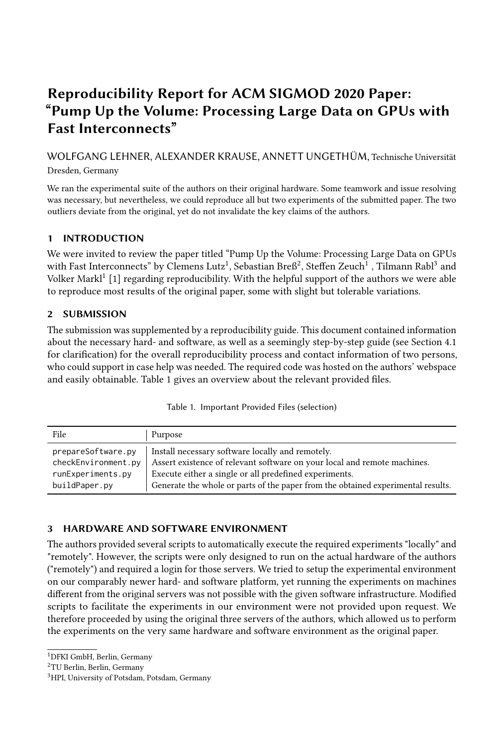# Reproducibility Report for ACM SIGMOD 2020 Paper: "Pump Up the Volume: Processing Large Data on GPUs with Fast Interconnects"

WOLFGANG LEHNER, ALEXANDER KRAUSE, ANNETT UNGETHÜM, Technische Universität Dresden, Germany

We ran the experimental suite of the authors on their original hardware. Some teamwork and issue resolving was necessary, but nevertheless, we could reproduce all but two experiments of the submitted paper. The two outliers deviate from the original, yet do not invalidate the key claims of the authors.

## 1 INTRODUCTION

We were invited to review the paper titled "Pump Up the Volume: Processing Large Data on GPUs with Fast Interconnects" by Clemens Lutz[1], Sebastian Breß[2], Steffen Zeuch[1], Tilmann Rabl[3] and Volker Markl[1] [1] regarding reproducibility. With the helpful support of the authors we were able to reproduce most results of the original paper, some with slight but tolerable variations.

## 2 SUBMISSION

The submission was supplemented by a reproducibility guide. This document contained information about the necessary hard- and software, as well as a seemingly step-by-step guide (see Section 4.1 for clarification) for the overall reproducibility process and contact information of two persons, who could support in case help was needed. The required code was hosted on the authors' webspace and easily obtainable. Table 1 gives an overview about the relevant provided files.

Table 1. Important Provided Files (selection)

| File | Purpose |
|---|---|
| prepareSoftware.py | Install necessary software locally and remotely. |
| checkEnvironment.py | Assert existence of relevant software on your local and remote machines. |
| runExperiments.py | Execute either a single or all predefined experiments. |
| buildPaper.py | Generate the whole or parts of the paper from the obtained experimental results. |

## 3 HARDWARE AND SOFTWARE ENVIRONMENT

The authors provided several scripts to automatically execute the required experiments "locally" and "remotely". However, the scripts were only designed to run on the actual hardware of the authors ("remotely") and required a login for those servers. We tried to setup the experimental environment on our comparably newer hard- and software platform, yet running the experiments on machines different from the original servers was not possible with the given software infrastructure. Modified scripts to facilitate the experiments in our environment were not provided upon request. We therefore proceeded by using the original three servers of the authors, which allowed us to perform the experiments on the very same hardware and software environment as the original paper.

[1]DFKI GmbH, Berlin, Germany

[2]TU Berlin, Berlin, Germany

[3]HPI, University of Potsdam, Potsdam, Germany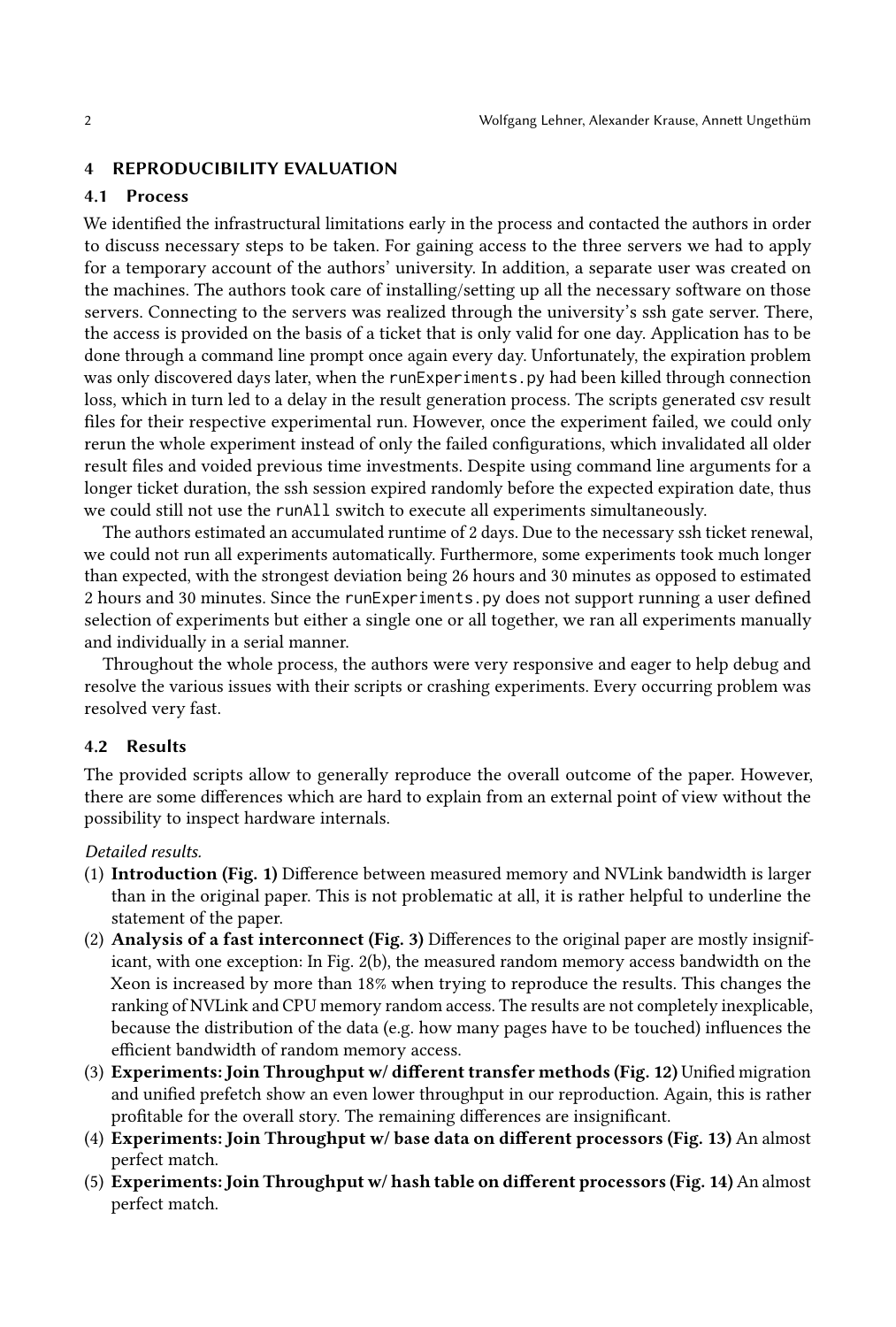## 4 REPRODUCIBILITY EVALUATION

### 4.1 Process

We identified the infrastructural limitations early in the process and contacted the authors in order to discuss necessary steps to be taken. For gaining access to the three servers we had to apply for a temporary account of the authors' university. In addition, a separate user was created on the machines. The authors took care of installing/setting up all the necessary software on those servers. Connecting to the servers was realized through the university's ssh gate server. There, the access is provided on the basis of a ticket that is only valid for one day. Application has to be done through a command line prompt once again every day. Unfortunately, the expiration problem was only discovered days later, when the `runExperiments.py` had been killed through connection loss, which in turn led to a delay in the result generation process. The scripts generated csv result files for their respective experimental run. However, once the experiment failed, we could only rerun the whole experiment instead of only the failed configurations, which invalidated all older result files and voided previous time investments. Despite using command line arguments for a longer ticket duration, the ssh session expired randomly before the expected expiration date, thus we could still not use the `runAll` switch to execute all experiments simultaneously.

The authors estimated an accumulated runtime of 2 days. Due to the necessary ssh ticket renewal, we could not run all experiments automatically. Furthermore, some experiments took much longer than expected, with the strongest deviation being 26 hours and 30 minutes as opposed to estimated 2 hours and 30 minutes. Since the `runExperiments.py` does not support running a user defined selection of experiments but either a single one or all together, we ran all experiments manually and individually in a serial manner.

Throughout the whole process, the authors were very responsive and eager to help debug and resolve the various issues with their scripts or crashing experiments. Every occurring problem was resolved very fast.

### 4.2 Results

The provided scripts allow to generally reproduce the overall outcome of the paper. However, there are some differences which are hard to explain from an external point of view without the possibility to inspect hardware internals.

*Detailed results.*

1. **Introduction (Fig. 1)** Difference between measured memory and NVLink bandwidth is larger than in the original paper. This is not problematic at all, it is rather helpful to underline the statement of the paper.
2. **Analysis of a fast interconnect (Fig. 3)** Differences to the original paper are mostly insignificant, with one exception: In Fig. 2(b), the measured random memory access bandwidth on the Xeon is increased by more than 18% when trying to reproduce the results. This changes the ranking of NVLink and CPU memory random access. The results are not completely inexplicable, because the distribution of the data (e.g. how many pages have to be touched) influences the efficient bandwidth of random memory access.
3. **Experiments: Join Throughput w/ different transfer methods (Fig. 12)** Unified migration and unified prefetch show an even lower throughput in our reproduction. Again, this is rather profitable for the overall story. The remaining differences are insignificant.
4. **Experiments: Join Throughput w/ base data on different processors (Fig. 13)** An almost perfect match.
5. **Experiments: Join Throughput w/ hash table on different processors (Fig. 14)** An almost perfect match.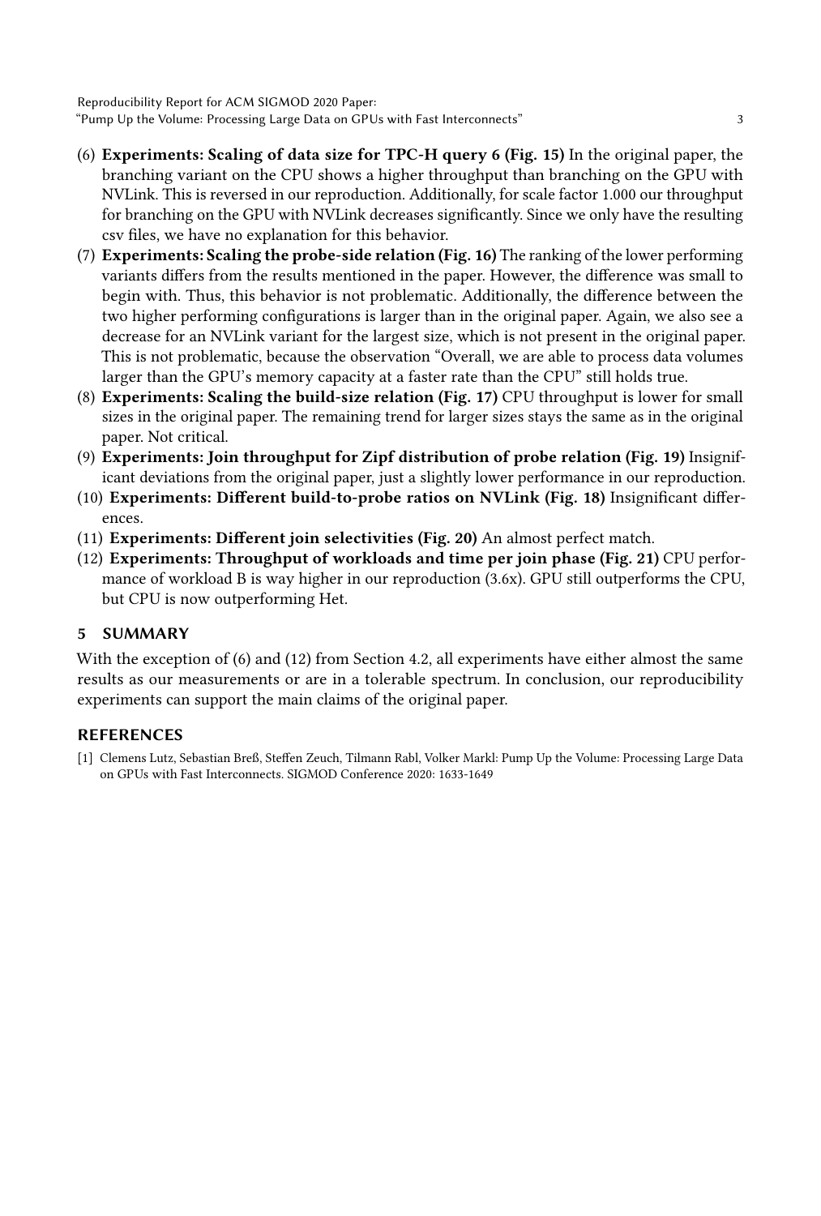6. **Experiments: Scaling of data size for TPC-H query 6 (Fig. 15)** In the original paper, the branching variant on the CPU shows a higher throughput than branching on the GPU with NVLink. This is reversed in our reproduction. Additionally, for scale factor 1.000 our throughput for branching on the GPU with NVLink decreases significantly. Since we only have the resulting csv files, we have no explanation for this behavior.
7. **Experiments: Scaling the probe-side relation (Fig. 16)** The ranking of the lower performing variants differs from the results mentioned in the paper. However, the difference was small to begin with. Thus, this behavior is not problematic. Additionally, the difference between the two higher performing configurations is larger than in the original paper. Again, we also see a decrease for an NVLink variant for the largest size, which is not present in the original paper. This is not problematic, because the observation "Overall, we are able to process data volumes larger than the GPU's memory capacity at a faster rate than the CPU" still holds true.
8. **Experiments: Scaling the build-size relation (Fig. 17)** CPU throughput is lower for small sizes in the original paper. The remaining trend for larger sizes stays the same as in the original paper. Not critical.
9. **Experiments: Join throughput for Zipf distribution of probe relation (Fig. 19)** Insignificant deviations from the original paper, just a slightly lower performance in our reproduction.
10. **Experiments: Different build-to-probe ratios on NVLink (Fig. 18)** Insignificant differences.
11. **Experiments: Different join selectivities (Fig. 20)** An almost perfect match.
12. **Experiments: Throughput of workloads and time per join phase (Fig. 21)** CPU performance of workload B is way higher in our reproduction (3.6x). GPU still outperforms the CPU, but CPU is now outperforming Het.

## 5 SUMMARY

With the exception of (6) and (12) from Section 4.2, all experiments have either almost the same results as our measurements or are in a tolerable spectrum. In conclusion, our reproducibility experiments can support the main claims of the original paper.

## REFERENCES

[1] Clemens Lutz, Sebastian Breß, Steffen Zeuch, Tilmann Rabl, Volker Markl: Pump Up the Volume: Processing Large Data on GPUs with Fast Interconnects. SIGMOD Conference 2020: 1633-1649